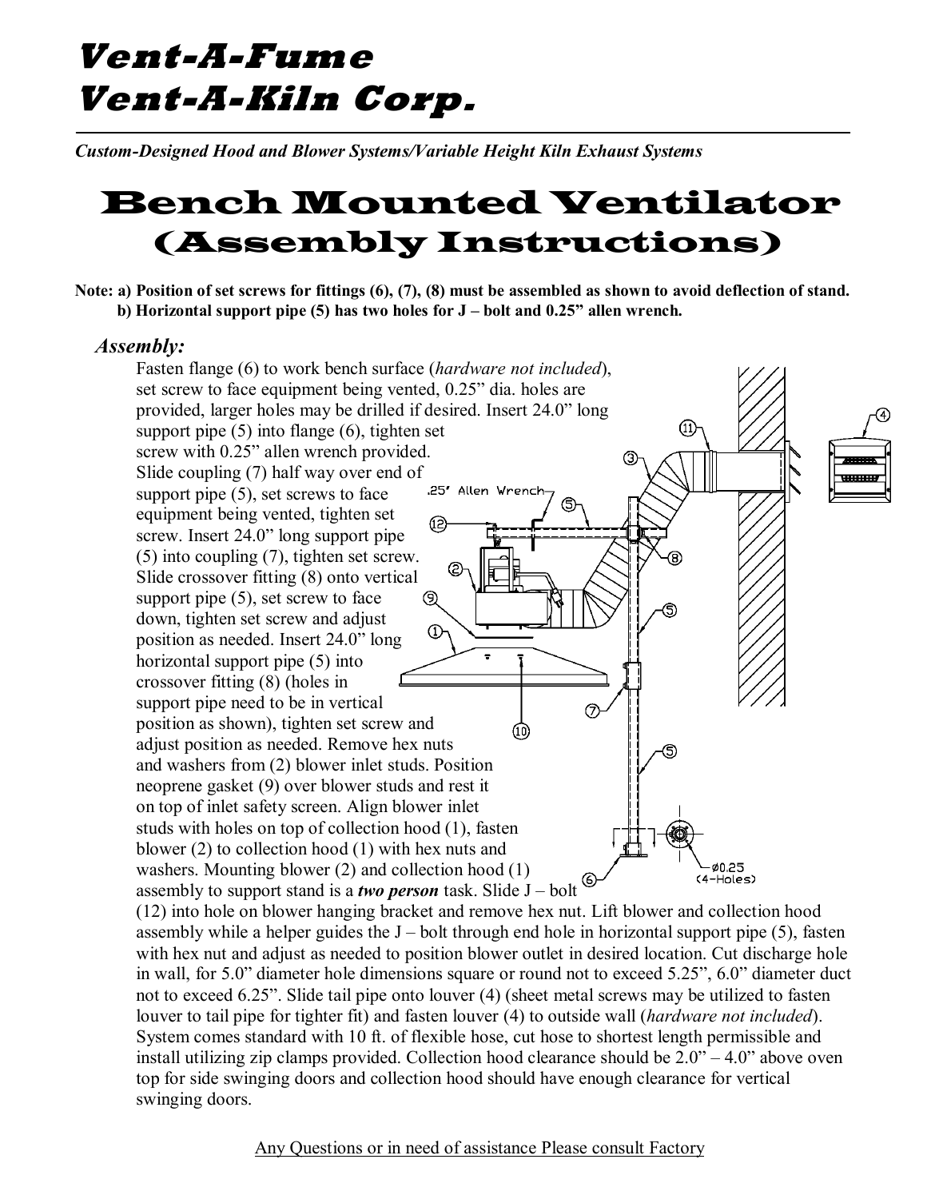# Vent-A-Fume
# Vent-A-Kiln Corp.

*Custom-Designed Hood and Blower Systems/Variable Height Kiln Exhaust Systems*

# Bench Mounted Ventilator
## (Assembly Instructions)

**Note: a) Position of set screws for fittings (6), (7), (8) must be assembled as shown to avoid deflection of stand.**
**b) Horizontal support pipe (5) has two holes for J – bolt and 0.25" allen wrench.**

### *Assembly:*

Fasten flange (6) to work bench surface (*hardware not included*), set screw to face equipment being vented, 0.25" dia. holes are provided, larger holes may be drilled if desired. Insert 24.0" long support pipe (5) into flange (6), tighten set screw with 0.25" allen wrench provided. Slide coupling (7) half way over end of support pipe (5), set screws to face equipment being vented, tighten set screw. Insert 24.0" long support pipe (5) into coupling (7), tighten set screw. Slide crossover fitting (8) onto vertical support pipe (5), set screw to face down, tighten set screw and adjust position as needed. Insert 24.0" long horizontal support pipe (5) into crossover fitting (8) (holes in support pipe need to be in vertical position as shown), tighten set screw and adjust position as needed. Remove hex nuts and washers from (2) blower inlet studs. Position neoprene gasket (9) over blower studs and rest it on top of inlet safety screen. Align blower inlet studs with holes on top of collection hood (1), fasten blower (2) to collection hood (1) with hex nuts and washers. Mounting blower (2) and collection hood (1) assembly to support stand is a ***two person*** task. Slide J – bolt (12) into hole on blower hanging bracket and remove hex nut. Lift blower and collection hood assembly while a helper guides the J – bolt through end hole in horizontal support pipe (5), fasten with hex nut and adjust as needed to position blower outlet in desired location. Cut discharge hole in wall, for 5.0" diameter hole dimensions square or round not to exceed 5.25", 6.0" diameter duct not to exceed 6.25". Slide tail pipe onto louver (4) (sheet metal screws may be utilized to fasten louver to tail pipe for tighter fit) and fasten louver (4) to outside wall (*hardware not included*). System comes standard with 10 ft. of flexible hose, cut hose to shortest length permissible and install utilizing zip clamps provided. Collection hood clearance should be 2.0" – 4.0" above oven top for side swinging doors and collection hood should have enough clearance for vertical swinging doors.

Any Questions or in need of assistance Please consult Factory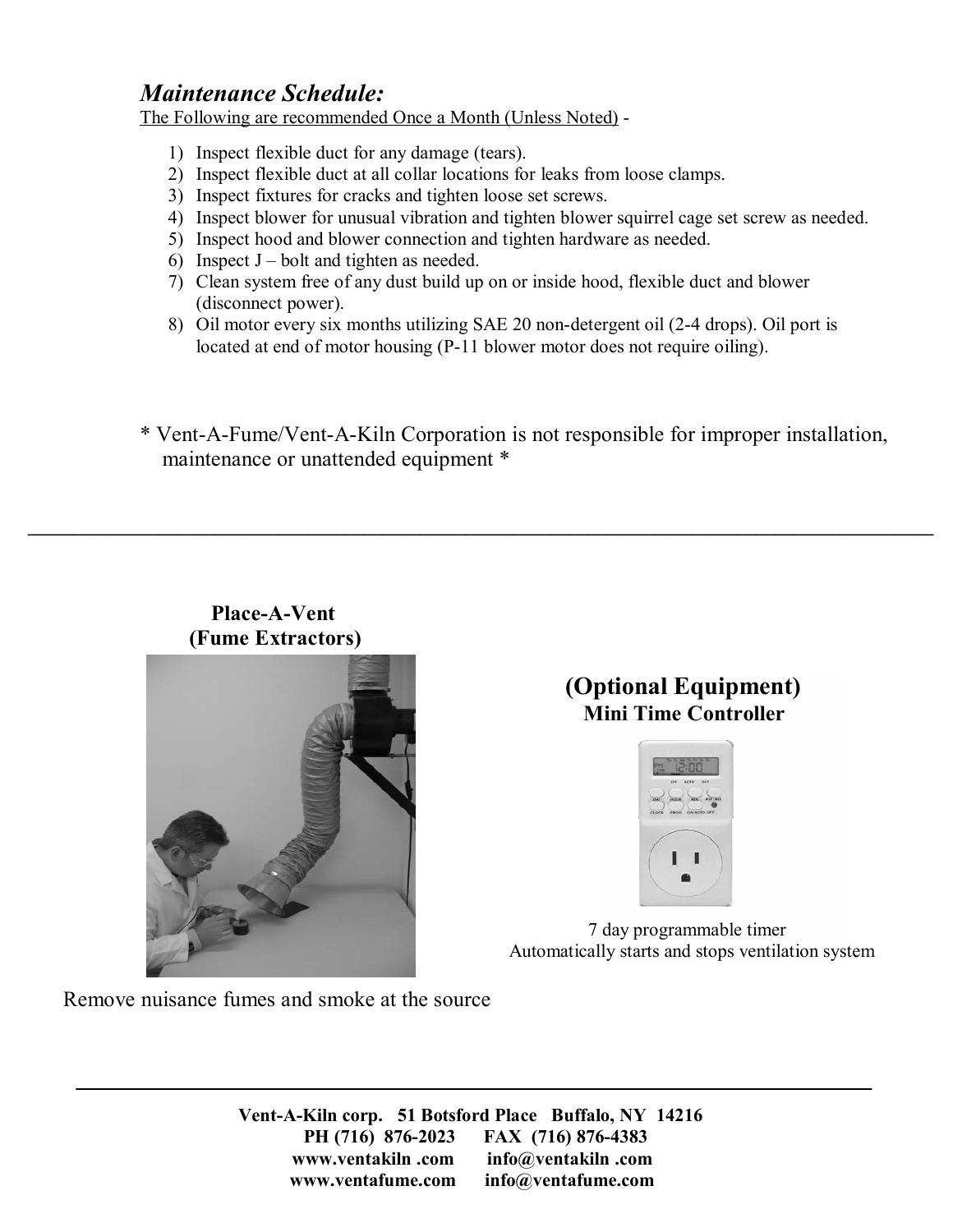## *Maintenance Schedule:*

The Following are recommended Once a Month (Unless Noted) -

1) Inspect flexible duct for any damage (tears).
2) Inspect flexible duct at all collar locations for leaks from loose clamps.
3) Inspect fixtures for cracks and tighten loose set screws.
4) Inspect blower for unusual vibration and tighten blower squirrel cage set screw as needed.
5) Inspect hood and blower connection and tighten hardware as needed.
6) Inspect J – bolt and tighten as needed.
7) Clean system free of any dust build up on or inside hood, flexible duct and blower (disconnect power).
8) Oil motor every six months utilizing SAE 20 non-detergent oil (2-4 drops). Oil port is located at end of motor housing (P-11 blower motor does not require oiling).

* Vent-A-Fume/Vent-A-Kiln Corporation is not responsible for improper installation, maintenance or unattended equipment *

---

**Place-A-Vent**
**(Fume Extractors)**

Remove nuisance fumes and smoke at the source

**(Optional Equipment)**
**Mini Time Controller**

7 day programmable timer
Automatically starts and stops ventilation system

---

**Vent-A-Kiln corp. 51 Botsford Place Buffalo, NY 14216**
**PH (716) 876-2023 FAX (716) 876-4383**
**www.ventakiln .com info@ventakiln .com**
**www.ventafume.com info@ventafume.com**